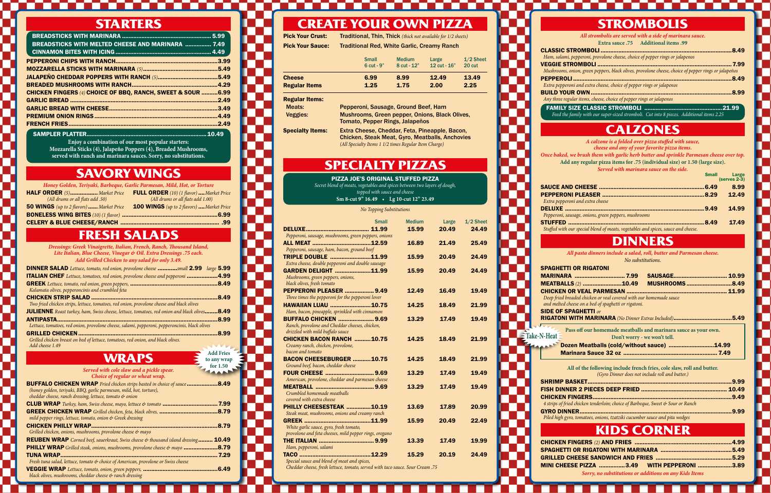# STARTERS

**BREADSTICKS WITH MARINARA** ........ 5.99
**BREADSTICKS WITH MELTED CHEESE AND MARINARA** ........ 7.49
**CINNAMON BITES WITH ICING** ........ 4.49

**PEPPERONI CHIPS WITH RANCH** ........ 3.99
**MOZZARELLA STICKS WITH MARINARA** *(5)* ........ 5.49
**JALAPEÑO CHEDDAR POPPERS WITH RANCH** *(5)* ........ 5.49
**BREADED MUSHROOMS WITH RANCH** ........ 4.29
**CHICKEN FINGERS** *(4)* **CHOICE OF BBQ, RANCH, SWEET & SOUR** ........ 6.99
**GARLIC BREAD** ........ 2.49
**GARLIC BREAD WITH CHEESE** ........ 3.49
**PREMIUM ONION RINGS** ........ 4.49
**FRENCH FRIES** ........ 2.49

**SAMPLER PLATTER** ........ 10.49
Enjoy a combination of our most popular starters: Mozzarella Sticks (4), Jalapeño Poppers (4), Breaded Mushrooms, served with ranch and marinara sauces. Sorry, no substitutions.

# SAVORY WINGS

*Honey Golden, Teriyaki, Barbeque, Garlic Parmesan, Mild, Hot, or Torture*

**HALF ORDER** *(5)* ........ *Market Price*
*(All drums or all flats add .50)*
**FULL ORDER** *(10) (1 flavor)* ........ *Market Price*
*(All drums or all flats add 1.00)*
**50 WINGS** *(up to 2 flavors)* ........ *Market Price*
**100 WINGS** *(up to 2 flavors)* ........ *Market Price*
**BONELESS WING BITES** *(10) (1 flavor)* ........ 6.99
**CELERY & BLUE CHEESE/RANCH** ........ .99

# FRESH SALADS

*Dressings: Greek Vinaigrette, Italian, French, Ranch, Thousand Island, Lite Italian, Blue Cheese, Vinegar & Oil. Extra Dressings .75 each. Add Grilled Chicken to any salad for only 3.49.*

**DINNER SALAD** *Lettuce, tomato, red onion, provolone cheese* ........ *small* **2.99** *large* **5.99**
**ITALIAN CHEF** *Lettuce, tomatoes, red onion, provolone cheese and pepperoni* ........ 4.99
**GREEK** *Lettuce, tomato, red onion, green peppers, Kalamata olives, pepperoncinis and crumbled feta* ........ 8.49
**CHICKEN STRIP SALAD** ........ 8.49
*Two fried chicken strips, lettuce, tomatoes, red onion, provolone cheese and black olives*
**JULIENNE** *Roast turkey, ham, Swiss cheese, lettuce, tomatoes, red onion and black olives* ........ 8.49
**ANTIPASTA** ........ 8.99
*Lettuce, tomatoes, red onion, provolone cheese, salami, pepperoni, pepperoncinis, black olives*
**GRILLED CHICKEN** ........ 8.99
*Grilled chicken breast on bed of lettuce, tomatoes, red onion, and black olives. Add cheese 1.49*

# WRAPS

**Add Fries to any wrap for 1.50**

*Served with cole slaw and a pickle spear. Choice of regular or wheat wrap.*

**BUFFALO CHICKEN WRAP** *Fried chicken strips basted in choice of sauce (honey golden, teriyaki, BBQ, garlic parmesan, mild, hot, torture), cheddar cheese, ranch dressing, lettuce, tomato & onion* ........ 8.49
**CLUB WRAP** *Turkey, ham, Swiss cheese, mayo, lettuce & tomato* ........ 7.99
**GREEK CHICKEN WRAP** *Grilled chicken, feta, black olives, mild pepper rings, lettuce, tomato, onion & Greek dressing* ........ 8.79
**CHICKEN PHILLY WRAP** ........ 8.79
*Grilled chicken, onions, mushrooms, provolone cheese & mayo*
**REUBEN WRAP** *Corned beef, sauerkraut, Swiss cheese & thousand island dressing* ........ 10.49
**PHILLY WRAP** *Grilled steak, onions, mushrooms, provolone cheese & mayo* ........ 8.79
**TUNA WRAP** ........ 7.29
*Fresh tuna salad, lettuce, tomato & choice of American, provolone or Swiss cheese*
**VEGGIE WRAP** *Lettuce, tomato, onion, green peppers, black olives, mushrooms, cheddar cheese & ranch dressing* ........ 6.49

# CREATE YOUR OWN PIZZA

**Pick Your Crust:** Traditional, Thin, Thick *(thick not available for 1/2 sheets)*
**Pick Your Sauce:** Traditional Red, White Garlic, Creamy Ranch

| | Small 6 cut - 9" | Medium 8 cut - 12" | Large 12 cut - 16" | 1/2 Sheet 20 cut |
|---|---|---|---|---|
| **Cheese** | 6.99 | 8.99 | 12.49 | 13.49 |
| **Regular Items** | 1.25 | 1.75 | 2.00 | 2.25 |

**Regular Items:**
**Meats:** Pepperoni, Sausage, Ground Beef, Ham
**Veggies:** Mushrooms, Green pepper, Onions, Black Olives, Tomato, Pepper Rings, Jalapeños

**Specialty Items:** Extra Cheese, Cheddar, Feta, Pineapple, Bacon, Chicken, Steak Meat, Gyro, Meatballs, Anchovies
*(All Specialty Items 1 1/2 times Regular Item Charge)*

# SPECIALTY PIZZAS

**PIZZA JOE'S ORIGINAL STUFFED PIZZA**
*Secret blend of meats, vegetables and spices between two layers of dough, topped with sauce and cheese*
**Sm 8-cut 9" 16.49 • Lg 10-cut 12" 23.49**

*No Topping Substitutions*

| | Small | Medium | Large | 1/2 Sheet |
|---|---|---|---|---|
| **DELUXE** *Pepperoni, sausage, mushrooms, green peppers, onions* | 11.99 | 15.99 | 20.49 | 24.49 |
| **ALL MEAT** *Pepperoni, sausage, ham, bacon, ground beef* | 12.59 | 16.89 | 21.49 | 25.49 |
| **TRIPLE DOUBLE** *Extra cheese, double pepperoni and double sausage* | 11.99 | 15.99 | 20.49 | 24.49 |
| **GARDEN DELIGHT** *Mushrooms, green peppers, onions, black olives, fresh tomato* | 11.99 | 15.99 | 20.49 | 24.49 |
| **PEPPERONI PLEASER** *Three times the pepperoni for the pepperoni lover* | 9.49 | 12.49 | 16.49 | 19.49 |
| **HAWAIIAN LUAU** *Ham, bacon, pineapple, sprinkled with cinnamon* | 10.75 | 14.25 | 18.49 | 21.99 |
| **BUFFALO CHICKEN** *Ranch, provolone and Cheddar cheeses, chicken, drizzled with mild buffalo sauce* | 9.69 | 13.29 | 17.49 | 19.49 |
| **CHICKEN BACON RANCH** *Creamy ranch, chicken, provolone, bacon and tomato* | 10.75 | 14.25 | 18.49 | 21.99 |
| **BACON CHEESEBURGER** *Ground beef, bacon, cheddar cheese* | 10.75 | 14.25 | 18.49 | 21.99 |
| **FOUR CHEESE** *American, provolone, cheddar and parmesan cheese* | 9.69 | 13.29 | 17.49 | 19.49 |
| **MEATBALL** *Crumbled homemade meatballs covered with extra cheese* | 9.69 | 13.29 | 17.49 | 19.49 |
| **PHILLY CHEESESTEAK** *Steak meat, mushrooms, onions and creamy ranch* | 10.19 | 13.69 | 17.89 | 20.99 |
| **GREEK** *White garlic sauce, gyro, fresh tomato, provolone and feta cheeses, mild pepper rings, oregano* | 11.99 | 15.99 | 20.49 | 22.49 |
| **THE ITALIAN** *Ham, pepperoni, salami* | 9.99 | 13.39 | 17.49 | 19.99 |
| **TACO** *Special sauce and blend of meat and spices, Cheddar cheese, fresh lettuce, tomato, served with taco sauce. Sour Cream .75* | 12.29 | 15.29 | 20.19 | 24.49 |

# STROMBOLIS

*All strombolis are served with a side of marinara sauce.*
**Extra sauce .75 Additional items .99**

**CLASSIC STROMBOLI** ........ 8.49
*Ham, salami, pepperoni, provolone cheese, choice of pepper rings or jalapenos*
**VEGGIE STROMBOLI** ........ 7.99
*Mushrooms, onion, green peppers, black olives, provolone cheese, choice of pepper rings or jalapeños*
**PEPPEROLI** ........ 8.49
*Extra pepperoni and extra cheese, choice of pepper rings or jalapenos*
**BUILD YOUR OWN** ........ 8.99
*Any three regular items, cheese, choice of pepper rings or jalapenos*

**FAMILY SIZE CLASSIC STROMBOLI** ........ 21.99
*Feed the family with our super-sized stromboli. Cut into 8 pieces. Additional items 2.25*

# CALZONES

*A calzone is a folded over pizza stuffed with sauce, cheese and any of your favorite pizza items. Once baked, we brush them with garlic herb butter and sprinkle Parmesan cheese over top.*
**Add any regular pizza items for .75 (individual size) or 1.50 (large size).**
*Served with marinara sauce on the side.*

| | Small | Large (serves 2-3) |
|---|---|---|
| **SAUCE AND CHEESE** | 6.49 | 8.99 |
| **PEPPERONI PLEASER** *Extra pepperoni and extra cheese* | 8.29 | 12.49 |
| **DELUXE** *Pepperoni, sausage, onions, green peppers, mushrooms* | 9.49 | 14.99 |
| **STUFFED** *Stuffed with our special blend of meats, vegetables and spices, sauce and cheese.* | 8.49 | 17.49 |

# DINNERS

*All pasta dinners include a salad, roll, butter and Parmesan cheese. No substitutions.*

**SPAGHETTI OR RIGATONI**
**MARINARA** ........ 7.99
**SAUSAGE** ........ 10.99
**MEATBALLS** *(2)* ........ 10.49
**MUSHROOMS** ........ 8.49
**CHICKEN OR VEAL PARMESAN** ........ 11.99
*Deep fried breaded chicken or veal covered with our homemade sauce and melted cheese on a bed of spaghetti or rigatoni.*
**SIDE OF SPAGHETTI** *or*
**RIGATONI WITH MARINARA** *(No Dinner Extras Included)* ........ 5.49

**Take-N-Heat**
Pass off our homemade meatballs and marinara sauce as your own. Don't worry - we won't tell.
**Dozen Meatballs (cold/without sauce)** ........ 14.99
**Marinara Sauce 32 oz** ........ 7.49

All of the following include french fries, cole slaw, roll and butter.
*(Gyro Dinner does not include roll and butter.)*

**SHRIMP BASKET** ........ 9.99
**FISH DINNER 2 PIECES DEEP FRIED** ........ 10.49
**CHICKEN FINGERS** ........ 9.49
*4 strips of fried chicken tenderloin; choice of Barbeque, Sweet & Sour or Ranch*
**GYRO DINNER** ........ 9.99
*Piled high gyro, tomatoes, onions, tzatziki cucumber sauce and pita wedges*

# KIDS CORNER

**CHICKEN FINGERS** *(2)* **AND FRIES** ........ 4.99
**SPAGHETTI OR RIGATONI WITH MARINARA** ........ 5.49
**GRILLED CHEESE SANDWICH AND FRIES** ........ 5.29
**MINI CHEESE PIZZA** ........ 3.49
**WITH PEPPERONI** ........ 3.89

*Sorry, no substitutions or additions on any Kids Items*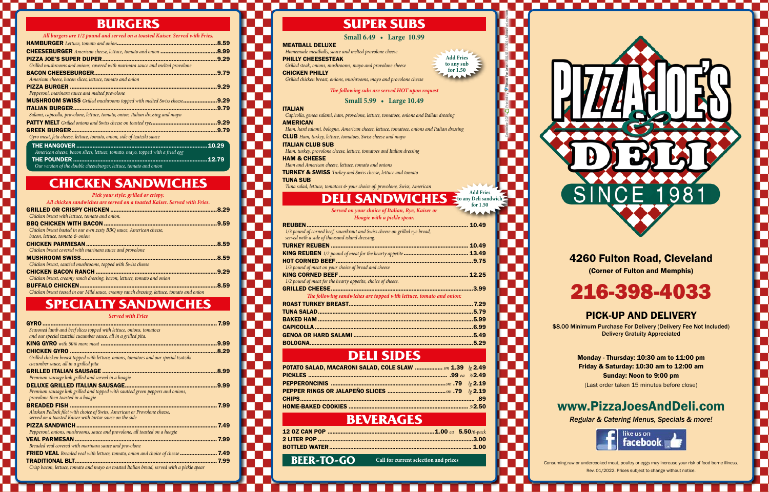## BURGERS

*All burgers are 1/2 pound and served on a toasted Kaiser. Served with Fries.*

**HAMBURGER** *Lettuce, tomato and onion* ... 8.59

**CHEESEBURGER** *American cheese, lettuce, tomato and onion* ... 8.99

**PIZZA JOE'S SUPER DUPER** ... 9.29
*Grilled mushrooms and onions, covered with marinara sauce and melted provolone*

**BACON CHEESEBURGER** ... 9.79
*American cheese, bacon slices, lettuce, tomato and onion*

**PIZZA BURGER** ... 9.29
*Pepperoni, marinara sauce and melted provolone*

**MUSHROOM SWISS** *Grilled mushrooms topped with melted Swiss cheese* ... 9.29

**ITALIAN BURGER** ... 9.79
*Salami, capicola, provolone, lettuce, tomato, onion, Italian dressing and mayo*

**PATTY MELT** *Grilled onions and Swiss cheese on toasted rye* ... 9.29

**GREEK BURGER** ... 9.79
*Gyro meat, feta cheese, lettuce, tomato, onion, side of tzatziki sauce*

**THE HANGOVER** ... 10.29
*American cheese, bacon slices, lettuce, tomato, mayo, topped with a fried egg*

**THE POUNDER** ... 12.79
*Our version of the double cheeseburger, lettuce, tomato and onion*

## CHICKEN SANDWICHES

*Pick your style: grilled or crispy.*
*All chicken sandwiches are served on a toasted Kaiser. Served with Fries.*

**GRILLED OR CRISPY CHICKEN** ... 8.29
*Chicken breast with lettuce, tomato and onion.*

**BBQ CHICKEN WITH BACON** ... 9.59
*Chicken breast basted in our own zesty BBQ sauce, American cheese, bacon, lettuce, tomato & onion*

**CHICKEN PARMESAN** ... 8.59
*Chicken breast covered with marinara sauce and provolone*

**MUSHROOM SWISS** ... 8.59
*Chicken breast, sautéed mushrooms, topped with Swiss cheese*

**CHICKEN BACON RANCH** ... 9.29
*Chicken breast, creamy ranch dressing, bacon, lettuce, tomato and onion*

**BUFFALO CHICKEN** ... 8.59
*Chicken breast tossed in our Mild sauce, creamy ranch dressing, lettuce, tomato and onion*

## SPECIALTY SANDWICHES

*Served with Fries*

**GYRO** ... 7.99
*Seasoned lamb and beef slices topped with lettuce, onions, tomatoes and our special tzatziki cucumber sauce, all in a grilled pita.*

**KING GYRO** *with 50% more meat* ... 9.99

**CHICKEN GYRO** ... 8.29
*Grilled chicken breast topped with lettuce, onions, tomatoes and our special tzatziki cucumber sauce, all in a grilled pita*

**GRILLED ITALIAN SAUSAGE** ... 8.99
*Premium sausage link grilled and served in a hoagie*

**DELUXE GRILLED ITALIAN SAUSAGE** ... 9.99
*Premium sausage link grilled and topped with sautéed green peppers and onions, provolone then toasted in a hoagie*

**BREADED FISH** ... 7.99
*Alaskan Pollock filet with choice of Swiss, American or Provolone cheese, served on a toasted Kaiser with tartar sauce on the side*

**PIZZA SANDWICH** ... 7.49
*Pepperoni, onions, mushrooms, sauce and provolone, all toasted on a hoagie*

**VEAL PARMESAN** ... 7.99
*Breaded veal covered with marinara sauce and provolone*

**FRIED VEAL** *Breaded veal with lettuce, tomato, onion and choice of cheese* ... 7.49

**TRADITIONAL BLT** ... 7.99
*Crisp bacon, lettuce, tomato and mayo on toasted Italian bread, served with a pickle spear*

## SUPER SUBS

**Small 6.49 • Large 10.99**

**Add Fries to any sub for 1.50**

**MEATBALL DELUXE**
*Homemade meatballs, sauce and melted provolone cheese*

**PHILLY CHEESESTEAK**
*Grilled steak, onions, mushrooms, mayo and provolone cheese*

**CHICKEN PHILLY**
*Grilled chicken breast, onions, mushrooms, mayo and provolone cheese*

*The following subs are served HOT upon request*

**Small 5.99 • Large 10.49**

**ITALIAN**
*Capicolla, genoa salami, ham, provolone, lettuce, tomatoes, onions and Italian dressing*

**AMERICAN**
*Ham, hard salami, bologna, American cheese, lettuce, tomatoes, onions and Italian dressing*

**CLUB** *Ham, turkey, lettuce, tomatoes, Swiss cheese and mayo*

**ITALIAN CLUB SUB**
*Ham, turkey, provolone cheese, lettuce, tomatoes and Italian dressing*

**HAM & CHEESE**
*Ham and American cheese, lettuce, tomato and onions*

**TURKEY & SWISS** *Turkey and Swiss cheese, lettuce and tomato*

**TUNA SUB**
*Tuna salad, lettuce, tomatoes & your choice of: provolone, Swiss, American*

## DELI SANDWICHES

**Add Fries to any Deli sandwich for 1.50**

*Served on your choice of Italian, Rye, Kaiser or Hoagie with a pickle spear.*

**REUBEN** ... 10.49
*1/3 pound of corned beef, sauerkraut and Swiss cheese on grilled rye bread, served with a side of thousand island dressing.*

**TURKEY REUBEN** ... 10.49

**KING REUBEN** *1/2 pound of meat for the hearty appetite* ... 13.49

**HOT CORNED BEEF** ... 9.75
*1/3 pound of meat on your choice of bread and cheese*

**KING CORNED BEEF** ... 12.25
*1/2 pound of meat for the hearty appetite, choice of cheese.*

**GRILLED CHEESE** ... 3.99

*The following sandwiches are topped with lettuce, tomato and onion:*

**ROAST TURKEY BREAST** ... 7.29

**TUNA SALAD** ... 5.79

**BAKED HAM** ... 5.99

**CAPICOLLA** ... 6.99

**GENOA OR HARD SALAMI** ... 5.49

**BOLOGNA** ... 5.29

## DELI SIDES

| | | |
|---|---|---|
| **POTATO SALAD, MACARONI SALAD, COLE SLAW** | *sm* 1.39 | *lg* 2.49 |
| **PICKLES** | .99 *ea* | 3/2.49 |
| **PEPPERONCINIS** | *sm* .79 | *lg* 2.19 |
| **PEPPER RINGS OR JALAPEÑO SLICES** | *sm* .79 | *lg* 2.19 |
| **CHIPS** | | .89 |
| **HOME-BAKED COOKIES** | | 3/2.50 |

## BEVERAGES

| | | |
|---|---|---|
| **12 OZ CAN POP** | 1.00 *ea* | 5.50/*6-pack* |
| **2 LITER POP** | | 3.00 |
| **BOTTLED WATER** | | 1.00 |

## BEER-TO-GO

**Call for current selection and prices**

# PIZZA JOE'S & DELI

SINCE 1981

**4260 Fulton Road, Cleveland**
**(Corner of Fulton and Memphis)**

## 216-398-4033

### PICK-UP AND DELIVERY

$8.00 Minimum Purchase For Delivery (Delivery Fee Not Included)
Delivery Gratuity Appreciated

**Monday - Thursday: 10:30 am to 11:00 pm**
**Friday & Saturday: 10:30 am to 12:00 am**
**Sunday: Noon to 9:00 pm**
(Last order taken 15 minutes before close)

## www.PizzaJoesAndDeli.com

*Regular & Catering Menus, Specials & more!*

like us on facebook

Consuming raw or undercooked meat, poultry or eggs may increase your risk of food borne illness.
Rev. 01/2022. Prices subject to change without notice.